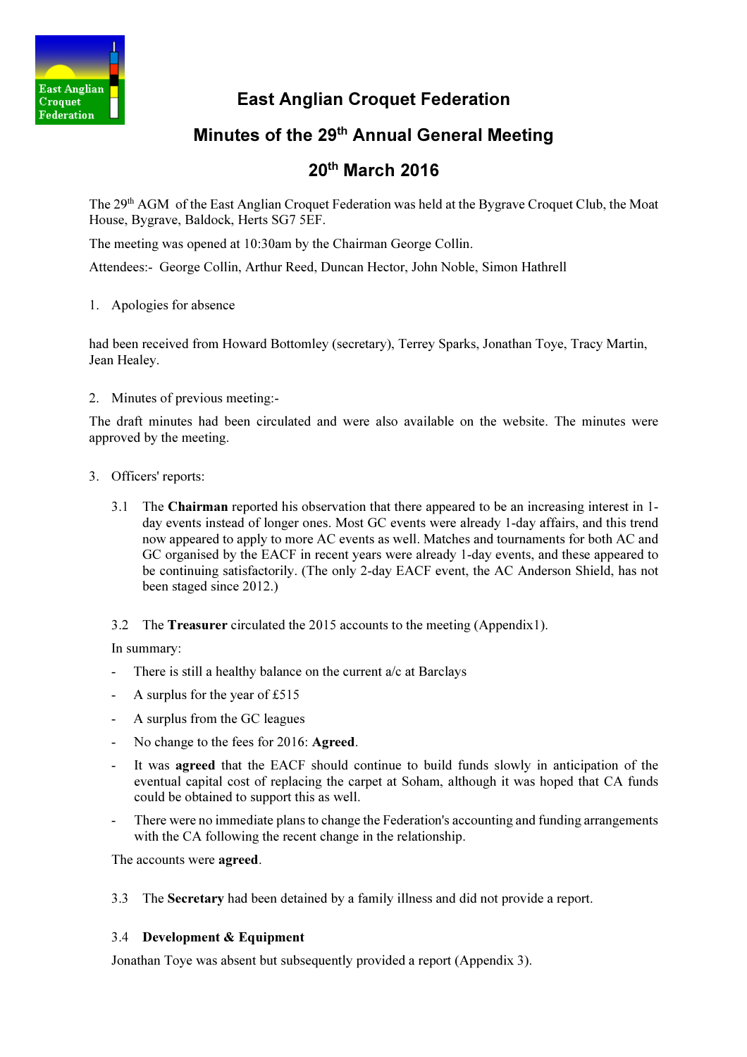East Anglian Croquet Federation

# East Anglian Croquet Federation

## Minutes of the 29th Annual General Meeting

## 20th March 2016

The 29th AGM of the East Anglian Croquet Federation was held at the Bygrave Croquet Club, the Moat House, Bygrave, Baldock, Herts SG7 5EF.

The meeting was opened at 10:30am by the Chairman George Collin.

Attendees:- George Collin, Arthur Reed, Duncan Hector, John Noble, Simon Hathrell

1. Apologies for absence

had been received from Howard Bottomley (secretary), Terrey Sparks, Jonathan Toye, Tracy Martin, Jean Healey.

2. Minutes of previous meeting:-

The draft minutes had been circulated and were also available on the website. The minutes were approved by the meeting.

3. Officers' reports:

3.1 The **Chairman** reported his observation that there appeared to be an increasing interest in 1-day events instead of longer ones. Most GC events were already 1-day affairs, and this trend now appeared to apply to more AC events as well. Matches and tournaments for both AC and GC organised by the EACF in recent years were already 1-day events, and these appeared to be continuing satisfactorily. (The only 2-day EACF event, the AC Anderson Shield, has not been staged since 2012.)

3.2 The **Treasurer** circulated the 2015 accounts to the meeting (Appendix1).

In summary:

- There is still a healthy balance on the current a/c at Barclays
- A surplus for the year of £515
- A surplus from the GC leagues
- No change to the fees for 2016: **Agreed**.
- It was **agreed** that the EACF should continue to build funds slowly in anticipation of the eventual capital cost of replacing the carpet at Soham, although it was hoped that CA funds could be obtained to support this as well.
- There were no immediate plans to change the Federation's accounting and funding arrangements with the CA following the recent change in the relationship.

The accounts were **agreed**.

3.3 The **Secretary** had been detained by a family illness and did not provide a report.

3.4 **Development & Equipment**

Jonathan Toye was absent but subsequently provided a report (Appendix 3).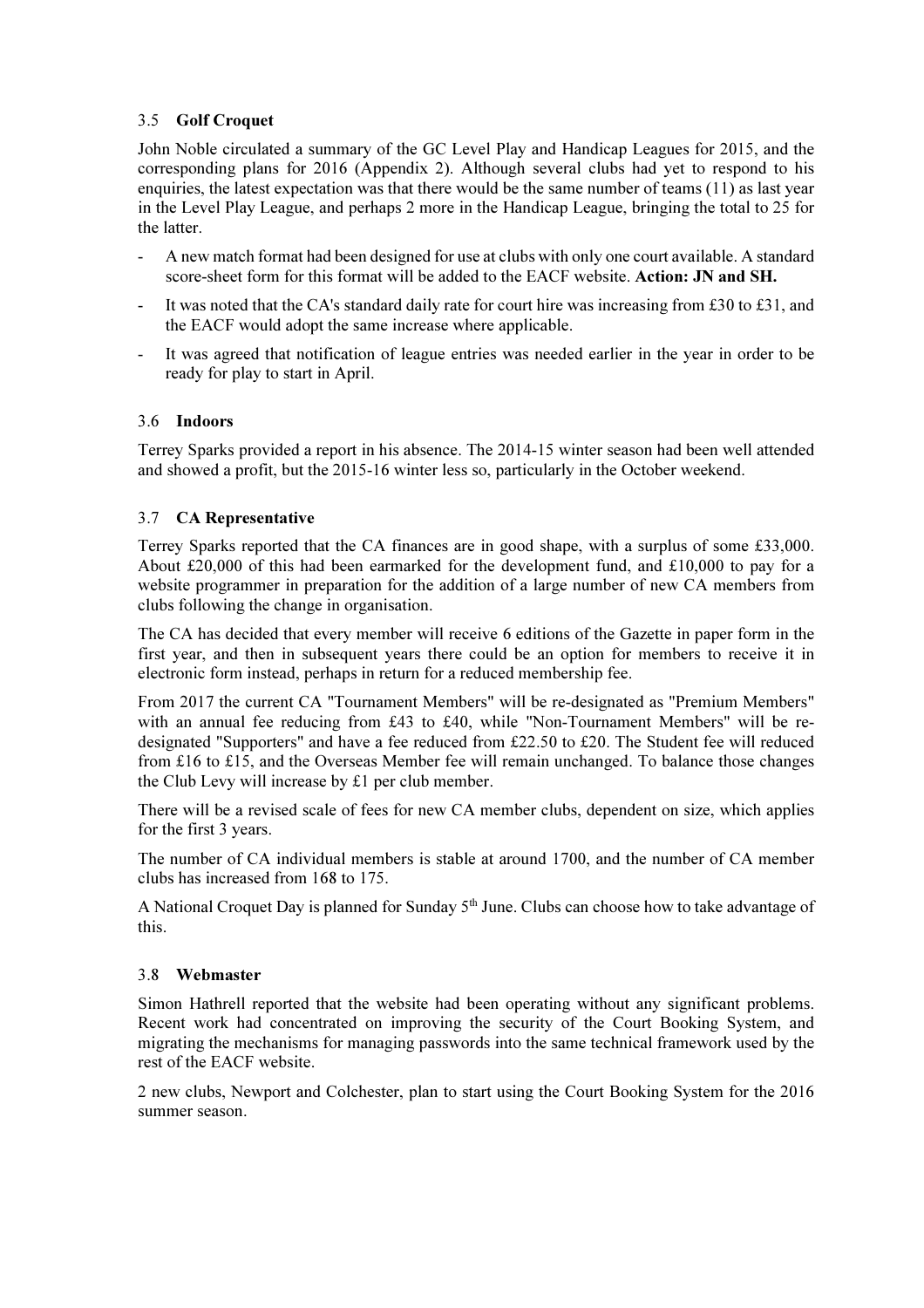### 3.5 **Golf Croquet**

John Noble circulated a summary of the GC Level Play and Handicap Leagues for 2015, and the corresponding plans for 2016 (Appendix 2). Although several clubs had yet to respond to his enquiries, the latest expectation was that there would be the same number of teams (11) as last year in the Level Play League, and perhaps 2 more in the Handicap League, bringing the total to 25 for the latter.

- A new match format had been designed for use at clubs with only one court available. A standard score-sheet form for this format will be added to the EACF website. **Action: JN and SH.**
- It was noted that the CA's standard daily rate for court hire was increasing from £30 to £31, and the EACF would adopt the same increase where applicable.
- It was agreed that notification of league entries was needed earlier in the year in order to be ready for play to start in April.

### 3.6 **Indoors**

Terrey Sparks provided a report in his absence. The 2014-15 winter season had been well attended and showed a profit, but the 2015-16 winter less so, particularly in the October weekend.

### 3.7 **CA Representative**

Terrey Sparks reported that the CA finances are in good shape, with a surplus of some £33,000. About £20,000 of this had been earmarked for the development fund, and £10,000 to pay for a website programmer in preparation for the addition of a large number of new CA members from clubs following the change in organisation.

The CA has decided that every member will receive 6 editions of the Gazette in paper form in the first year, and then in subsequent years there could be an option for members to receive it in electronic form instead, perhaps in return for a reduced membership fee.

From 2017 the current CA "Tournament Members" will be re-designated as "Premium Members" with an annual fee reducing from £43 to £40, while "Non-Tournament Members" will be re-designated "Supporters" and have a fee reduced from £22.50 to £20. The Student fee will reduced from £16 to £15, and the Overseas Member fee will remain unchanged. To balance those changes the Club Levy will increase by £1 per club member.

There will be a revised scale of fees for new CA member clubs, dependent on size, which applies for the first 3 years.

The number of CA individual members is stable at around 1700, and the number of CA member clubs has increased from 168 to 175.

A National Croquet Day is planned for Sunday 5th June. Clubs can choose how to take advantage of this.

### 3.8 **Webmaster**

Simon Hathrell reported that the website had been operating without any significant problems. Recent work had concentrated on improving the security of the Court Booking System, and migrating the mechanisms for managing passwords into the same technical framework used by the rest of the EACF website.

2 new clubs, Newport and Colchester, plan to start using the Court Booking System for the 2016 summer season.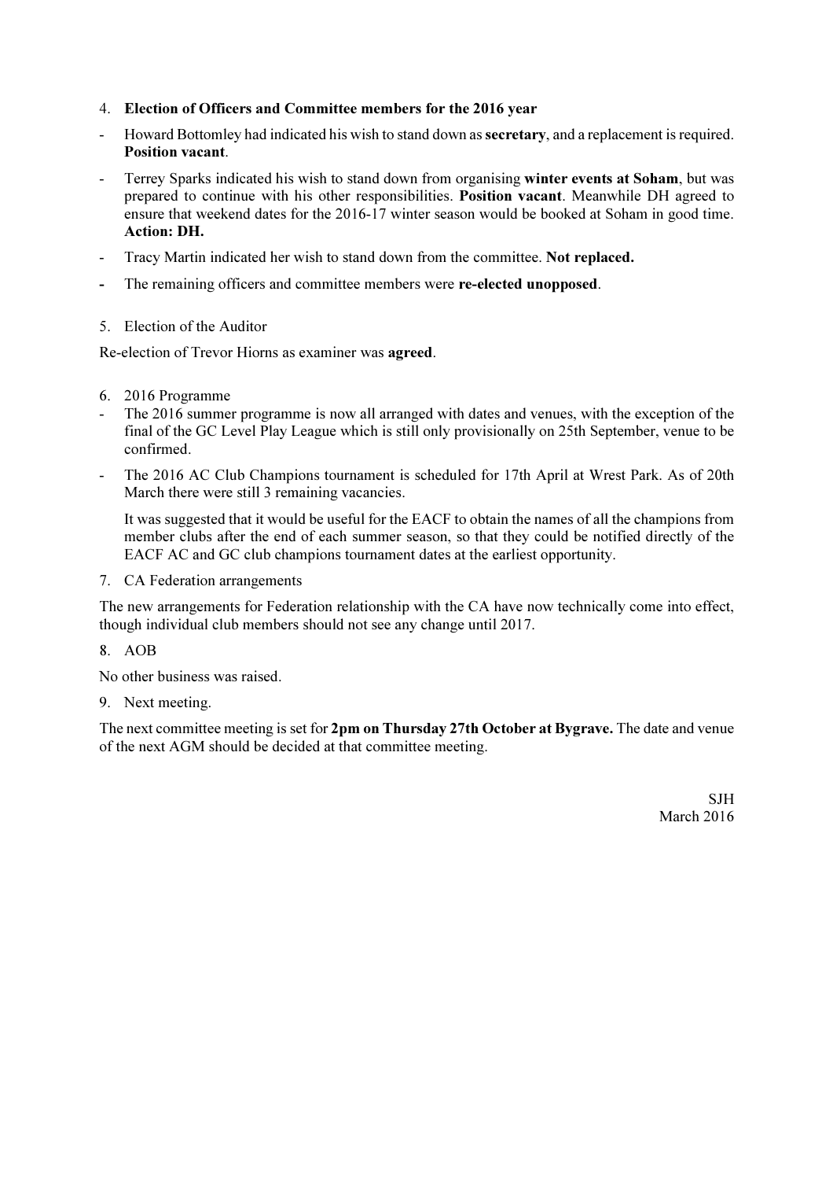4. **Election of Officers and Committee members for the 2016 year**

- Howard Bottomley had indicated his wish to stand down as **secretary**, and a replacement is required. **Position vacant**.
- Terrey Sparks indicated his wish to stand down from organising **winter events at Soham**, but was prepared to continue with his other responsibilities. **Position vacant**. Meanwhile DH agreed to ensure that weekend dates for the 2016-17 winter season would be booked at Soham in good time. **Action: DH.**
- Tracy Martin indicated her wish to stand down from the committee. **Not replaced.**
- The remaining officers and committee members were **re-elected unopposed**.

5. Election of the Auditor

Re-election of Trevor Hiorns as examiner was **agreed**.

6. 2016 Programme

- The 2016 summer programme is now all arranged with dates and venues, with the exception of the final of the GC Level Play League which is still only provisionally on 25th September, venue to be confirmed.
- The 2016 AC Club Champions tournament is scheduled for 17th April at Wrest Park. As of 20th March there were still 3 remaining vacancies.

  It was suggested that it would be useful for the EACF to obtain the names of all the champions from member clubs after the end of each summer season, so that they could be notified directly of the EACF AC and GC club champions tournament dates at the earliest opportunity.

7. CA Federation arrangements

The new arrangements for Federation relationship with the CA have now technically come into effect, though individual club members should not see any change until 2017.

8. AOB

No other business was raised.

9. Next meeting.

The next committee meeting is set for **2pm on Thursday 27th October at Bygrave.** The date and venue of the next AGM should be decided at that committee meeting.

SJH
March 2016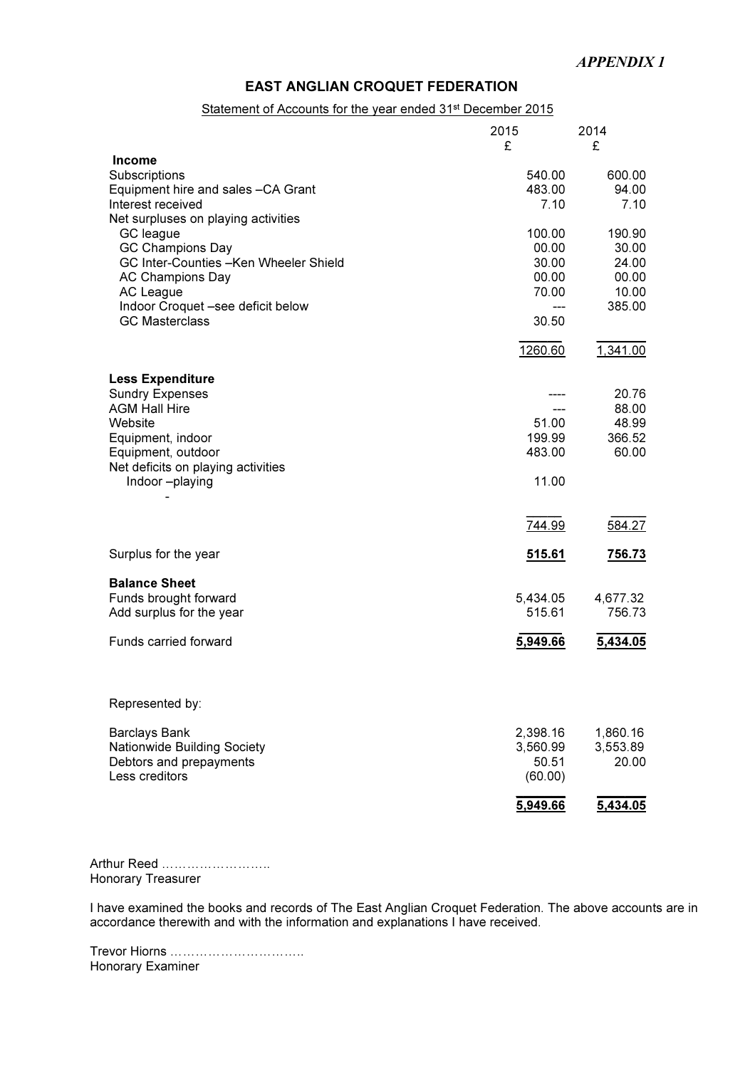*APPENDIX 1*

# EAST ANGLIAN CROQUET FEDERATION

Statement of Accounts for the year ended 31st December 2015

| | 2015 £ | 2014 £ |
|---|---|---|
| **Income** | | |
| Subscriptions | 540.00 | 600.00 |
| Equipment hire and sales –CA Grant | 483.00 | 94.00 |
| Interest received | 7.10 | 7.10 |
| Net surpluses on playing activities | | |
| GC league | 100.00 | 190.90 |
| GC Champions Day | 00.00 | 30.00 |
| GC Inter-Counties –Ken Wheeler Shield | 30.00 | 24.00 |
| AC Champions Day | 00.00 | 00.00 |
| AC League | 70.00 | 10.00 |
| Indoor Croquet –see deficit below | --- | 385.00 |
| GC Masterclass | 30.50 | |
| | 1260.60 | 1,341.00 |
| **Less Expenditure** | | |
| Sundry Expenses | ---- | 20.76 |
| AGM Hall Hire | --- | 88.00 |
| Website | 51.00 | 48.99 |
| Equipment, indoor | 199.99 | 366.52 |
| Equipment, outdoor | 483.00 | 60.00 |
| Net deficits on playing activities | | |
| Indoor –playing | 11.00 | |
| - | | |
| | 744.99 | 584.27 |
| Surplus for the year | **515.61** | **756.73** |
| **Balance Sheet** | | |
| Funds brought forward | 5,434.05 | 4,677.32 |
| Add surplus for the year | 515.61 | 756.73 |
| Funds carried forward | **5,949.66** | **5,434.05** |
| Represented by: | | |
| Barclays Bank | 2,398.16 | 1,860.16 |
| Nationwide Building Society | 3,560.99 | 3,553.89 |
| Debtors and prepayments | 50.51 | 20.00 |
| Less creditors | (60.00) | |
| | **5,949.66** | **5,434.05** |

Arthur Reed ……………………..
Honorary Treasurer

I have examined the books and records of The East Anglian Croquet Federation. The above accounts are in accordance therewith and with the information and explanations I have received.

Trevor Hiorns …………………………..
Honorary Examiner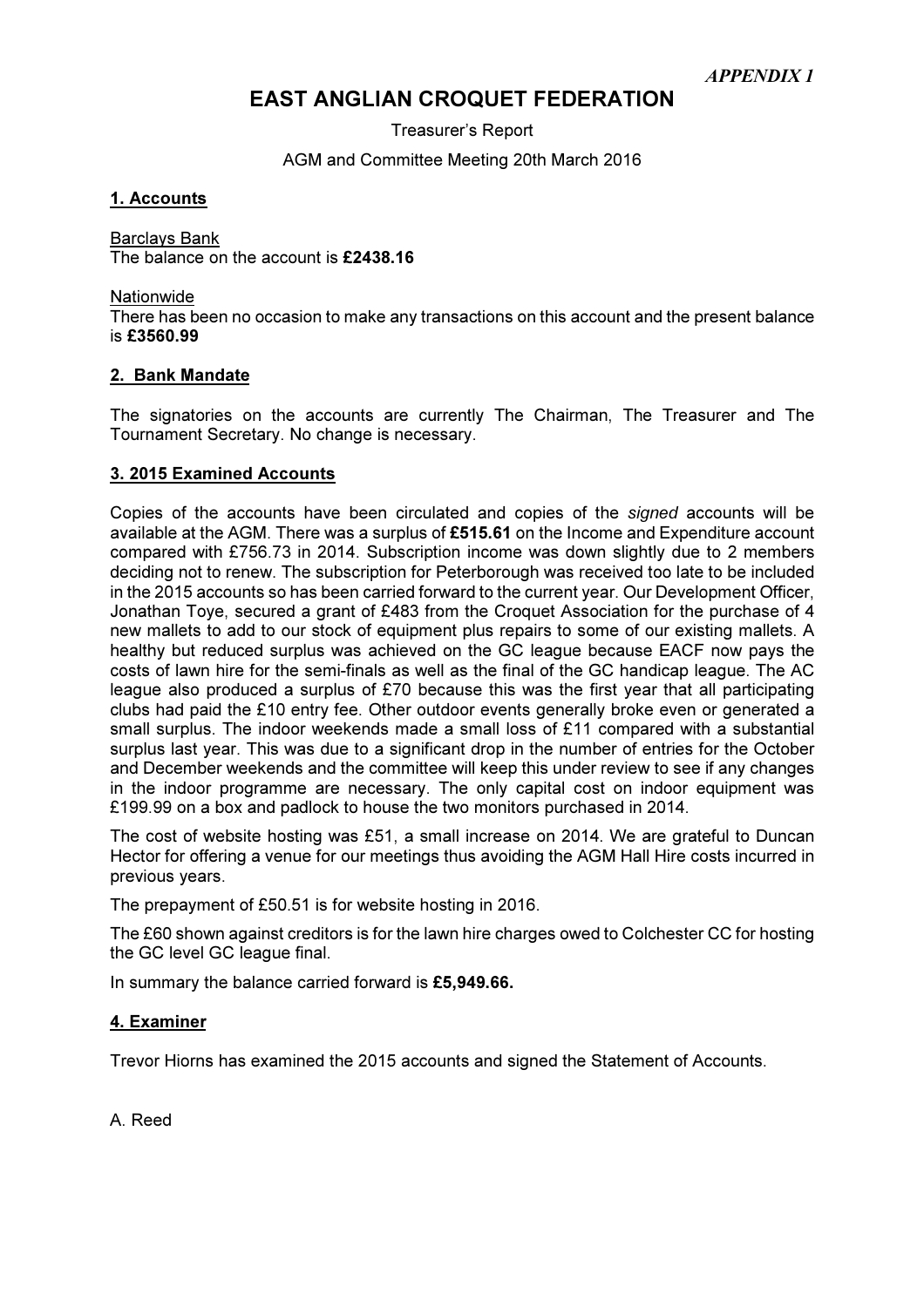*APPENDIX 1*

# EAST ANGLIAN CROQUET FEDERATION

Treasurer's Report

AGM and Committee Meeting 20th March 2016

## 1. Accounts

Barclays Bank
The balance on the account is **£2438.16**

Nationwide
There has been no occasion to make any transactions on this account and the present balance is **£3560.99**

## 2. Bank Mandate

The signatories on the accounts are currently The Chairman, The Treasurer and The Tournament Secretary. No change is necessary.

## 3. 2015 Examined Accounts

Copies of the accounts have been circulated and copies of the *signed* accounts will be available at the AGM. There was a surplus of **£515.61** on the Income and Expenditure account compared with £756.73 in 2014. Subscription income was down slightly due to 2 members deciding not to renew. The subscription for Peterborough was received too late to be included in the 2015 accounts so has been carried forward to the current year. Our Development Officer, Jonathan Toye, secured a grant of £483 from the Croquet Association for the purchase of 4 new mallets to add to our stock of equipment plus repairs to some of our existing mallets. A healthy but reduced surplus was achieved on the GC league because EACF now pays the costs of lawn hire for the semi-finals as well as the final of the GC handicap league. The AC league also produced a surplus of £70 because this was the first year that all participating clubs had paid the £10 entry fee. Other outdoor events generally broke even or generated a small surplus. The indoor weekends made a small loss of £11 compared with a substantial surplus last year. This was due to a significant drop in the number of entries for the October and December weekends and the committee will keep this under review to see if any changes in the indoor programme are necessary. The only capital cost on indoor equipment was £199.99 on a box and padlock to house the two monitors purchased in 2014.

The cost of website hosting was £51, a small increase on 2014. We are grateful to Duncan Hector for offering a venue for our meetings thus avoiding the AGM Hall Hire costs incurred in previous years.

The prepayment of £50.51 is for website hosting in 2016.

The £60 shown against creditors is for the lawn hire charges owed to Colchester CC for hosting the GC level GC league final.

In summary the balance carried forward is **£5,949.66.**

## 4. Examiner

Trevor Hiorns has examined the 2015 accounts and signed the Statement of Accounts.

A. Reed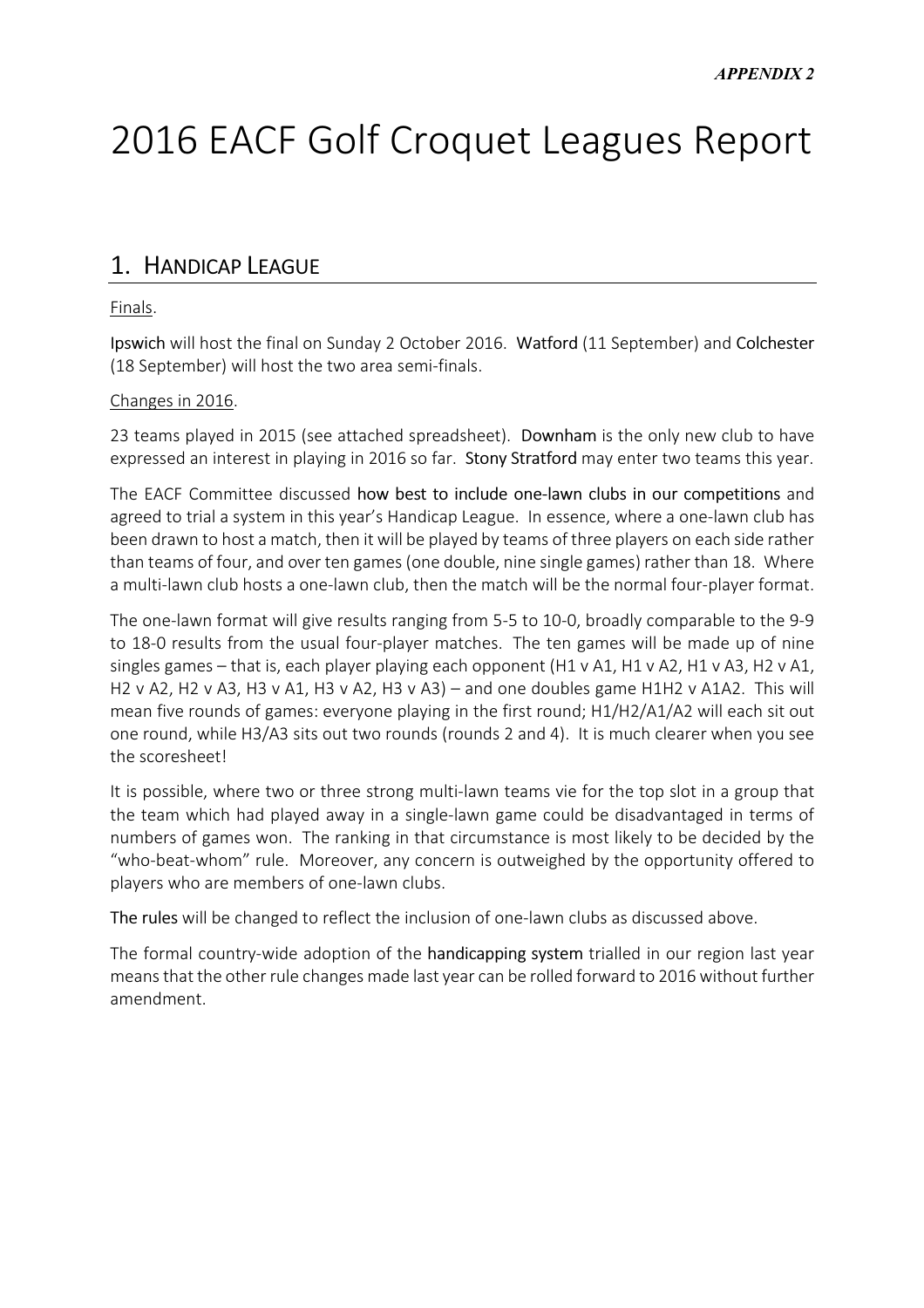***APPENDIX 2***

# 2016 EACF Golf Croquet Leagues Report

## 1. Handicap League

Finals.

Ipswich will host the final on Sunday 2 October 2016. Watford (11 September) and Colchester (18 September) will host the two area semi-finals.

Changes in 2016.

23 teams played in 2015 (see attached spreadsheet). Downham is the only new club to have expressed an interest in playing in 2016 so far. Stony Stratford may enter two teams this year.

The EACF Committee discussed how best to include one-lawn clubs in our competitions and agreed to trial a system in this year's Handicap League. In essence, where a one-lawn club has been drawn to host a match, then it will be played by teams of three players on each side rather than teams of four, and over ten games (one double, nine single games) rather than 18. Where a multi-lawn club hosts a one-lawn club, then the match will be the normal four-player format.

The one-lawn format will give results ranging from 5-5 to 10-0, broadly comparable to the 9-9 to 18-0 results from the usual four-player matches. The ten games will be made up of nine singles games – that is, each player playing each opponent (H1 v A1, H1 v A2, H1 v A3, H2 v A1, H2 v A2, H2 v A3, H3 v A1, H3 v A2, H3 v A3) – and one doubles game H1H2 v A1A2. This will mean five rounds of games: everyone playing in the first round; H1/H2/A1/A2 will each sit out one round, while H3/A3 sits out two rounds (rounds 2 and 4). It is much clearer when you see the scoresheet!

It is possible, where two or three strong multi-lawn teams vie for the top slot in a group that the team which had played away in a single-lawn game could be disadvantaged in terms of numbers of games won. The ranking in that circumstance is most likely to be decided by the "who-beat-whom" rule. Moreover, any concern is outweighed by the opportunity offered to players who are members of one-lawn clubs.

The rules will be changed to reflect the inclusion of one-lawn clubs as discussed above.

The formal country-wide adoption of the handicapping system trialled in our region last year means that the other rule changes made last year can be rolled forward to 2016 without further amendment.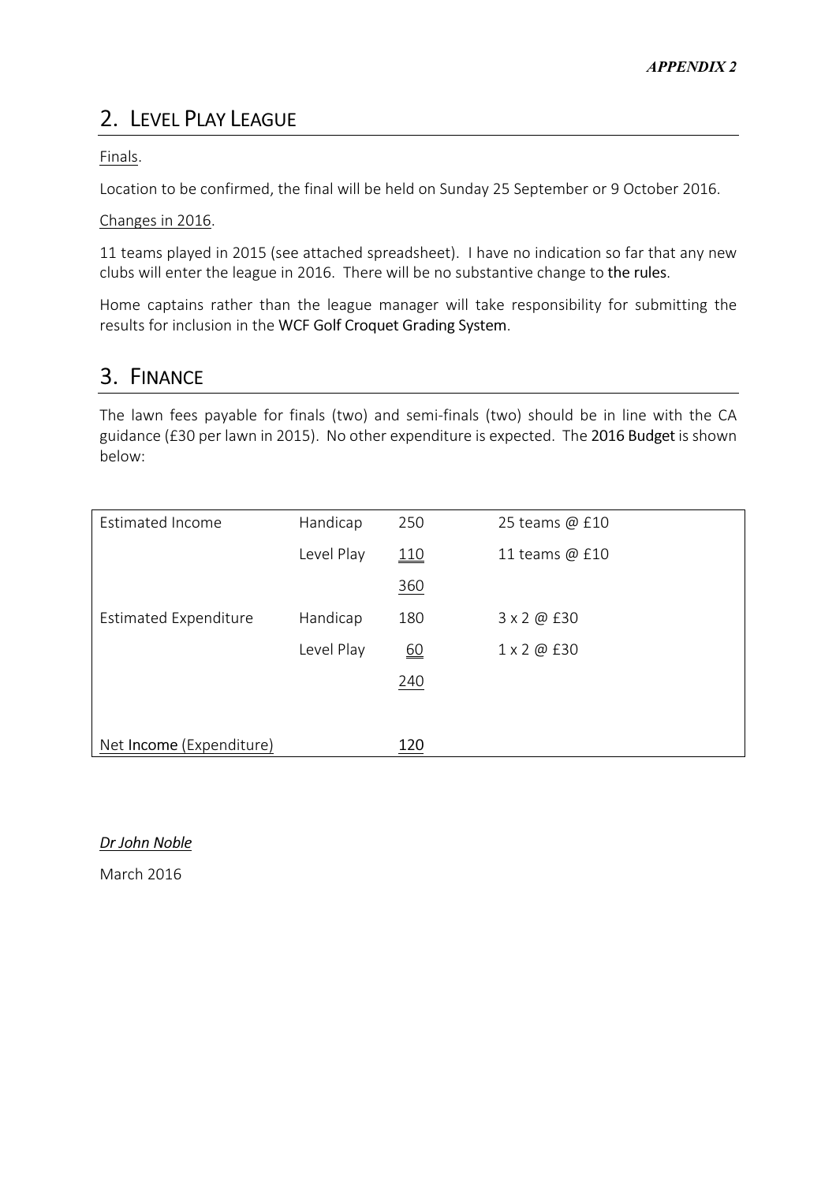*APPENDIX 2*

## 2. Level Play League

Finals.

Location to be confirmed, the final will be held on Sunday 25 September or 9 October 2016.

Changes in 2016.

11 teams played in 2015 (see attached spreadsheet). I have no indication so far that any new clubs will enter the league in 2016. There will be no substantive change to the rules.

Home captains rather than the league manager will take responsibility for submitting the results for inclusion in the WCF Golf Croquet Grading System.

## 3. Finance

The lawn fees payable for finals (two) and semi-finals (two) should be in line with the CA guidance (£30 per lawn in 2015). No other expenditure is expected. The 2016 Budget is shown below:

| | | | |
|---|---|---|---|
| Estimated Income | Handicap | 250 | 25 teams @ £10 |
| | Level Play | 110 | 11 teams @ £10 |
| | | 360 | |
| Estimated Expenditure | Handicap | 180 | 3 x 2 @ £30 |
| | Level Play | 60 | 1 x 2 @ £30 |
| | | 240 | |
| | | | |
| Net Income (Expenditure) | | 120 | |

*Dr John Noble*

March 2016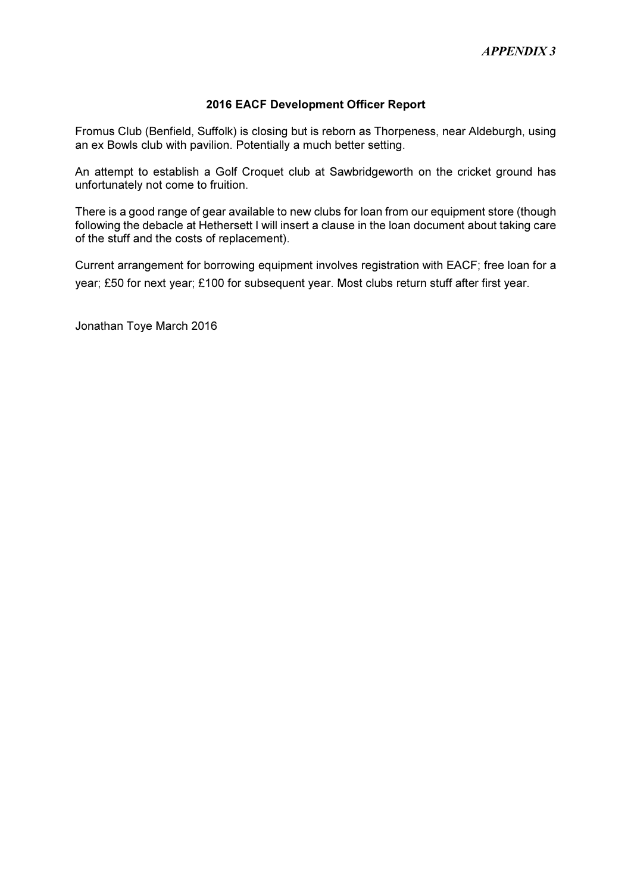*APPENDIX 3*

**2016 EACF Development Officer Report**

Fromus Club (Benfield, Suffolk) is closing but is reborn as Thorpeness, near Aldeburgh, using an ex Bowls club with pavilion. Potentially a much better setting.

An attempt to establish a Golf Croquet club at Sawbridgeworth on the cricket ground has unfortunately not come to fruition.

There is a good range of gear available to new clubs for loan from our equipment store (though following the debacle at Hethersett I will insert a clause in the loan document about taking care of the stuff and the costs of replacement).

Current arrangement for borrowing equipment involves registration with EACF; free loan for a year; £50 for next year; £100 for subsequent year. Most clubs return stuff after first year.

Jonathan Toye March 2016